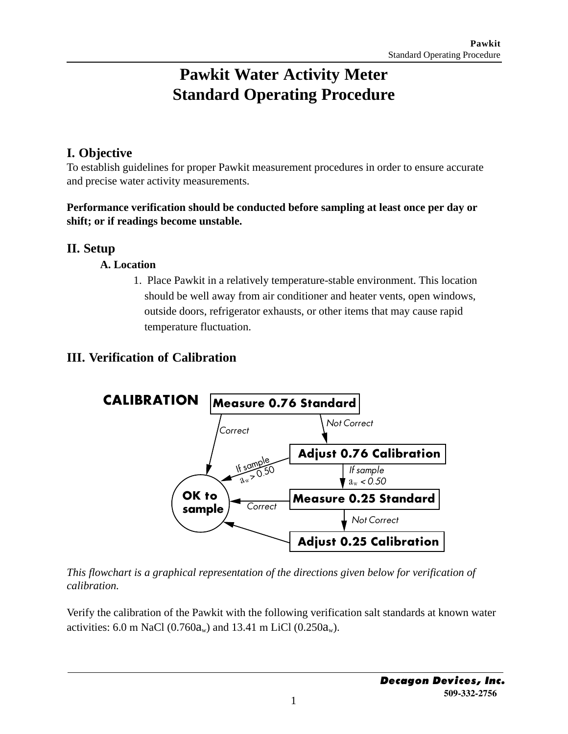# Pawkit Water Activity Meter
# Standard Operating Procedure

## I. Objective

To establish guidelines for proper Pawkit measurement procedures in order to ensure accurate and precise water activity measurements.

**Performance verification should be conducted before sampling at least once per day or shift; or if readings become unstable.**

## II. Setup

### A. Location

1. Place Pawkit in a relatively temperature-stable environment. This location should be well away from air conditioner and heater vents, open windows, outside doors, refrigerator exhausts, or other items that may cause rapid temperature fluctuation.

## III. Verification of Calibration

*This flowchart is a graphical representation of the directions given below for verification of calibration.*

Verify the calibration of the Pawkit with the following verification salt standards at known water activities: 6.0 m NaCl (0.760$a_w$) and 13.41 m LiCl (0.250$a_w$).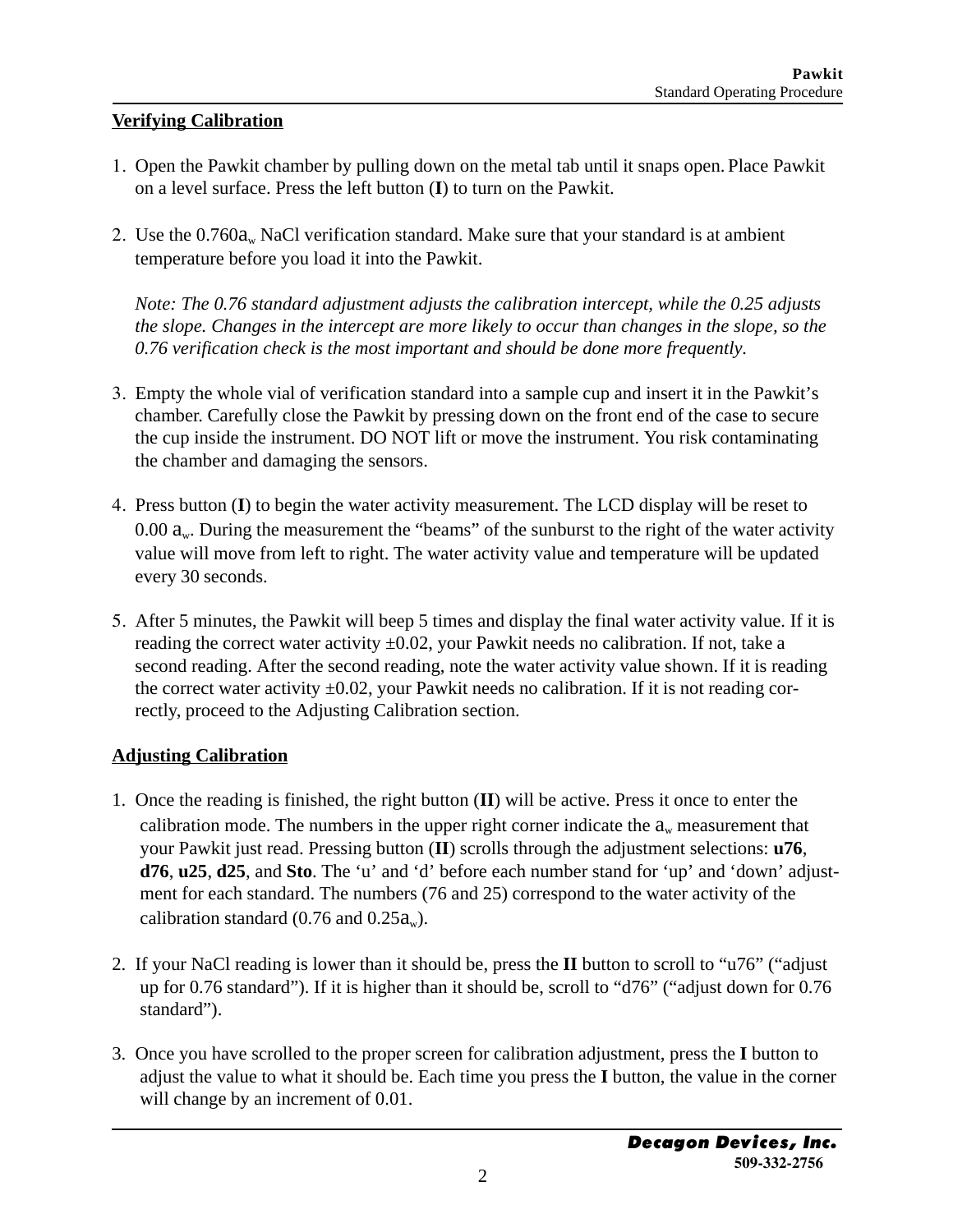## Verifying Calibration

1. Open the Pawkit chamber by pulling down on the metal tab until it snaps open. Place Pawkit on a level surface. Press the left button (**I**) to turn on the Pawkit.

2. Use the 0.760$a_w$ NaCl verification standard. Make sure that your standard is at ambient temperature before you load it into the Pawkit.

   *Note: The 0.76 standard adjustment adjusts the calibration intercept, while the 0.25 adjusts the slope. Changes in the intercept are more likely to occur than changes in the slope, so the 0.76 verification check is the most important and should be done more frequently.*

3. Empty the whole vial of verification standard into a sample cup and insert it in the Pawkit's chamber. Carefully close the Pawkit by pressing down on the front end of the case to secure the cup inside the instrument. DO NOT lift or move the instrument. You risk contaminating the chamber and damaging the sensors.

4. Press button (**I**) to begin the water activity measurement. The LCD display will be reset to 0.00 $a_w$. During the measurement the "beams" of the sunburst to the right of the water activity value will move from left to right. The water activity value and temperature will be updated every 30 seconds.

5. After 5 minutes, the Pawkit will beep 5 times and display the final water activity value. If it is reading the correct water activity ±0.02, your Pawkit needs no calibration. If not, take a second reading. After the second reading, note the water activity value shown. If it is reading the correct water activity ±0.02, your Pawkit needs no calibration. If it is not reading correctly, proceed to the Adjusting Calibration section.

## Adjusting Calibration

1. Once the reading is finished, the right button (**II**) will be active. Press it once to enter the calibration mode. The numbers in the upper right corner indicate the $a_w$ measurement that your Pawkit just read. Pressing button (**II**) scrolls through the adjustment selections: **u76**, **d76**, **u25**, **d25**, and **Sto**. The 'u' and 'd' before each number stand for 'up' and 'down' adjustment for each standard. The numbers (76 and 25) correspond to the water activity of the calibration standard (0.76 and 0.25$a_w$).

2. If your NaCl reading is lower than it should be, press the **II** button to scroll to "u76" ("adjust up for 0.76 standard"). If it is higher than it should be, scroll to "d76" ("adjust down for 0.76 standard").

3. Once you have scrolled to the proper screen for calibration adjustment, press the **I** button to adjust the value to what it should be. Each time you press the **I** button, the value in the corner will change by an increment of 0.01.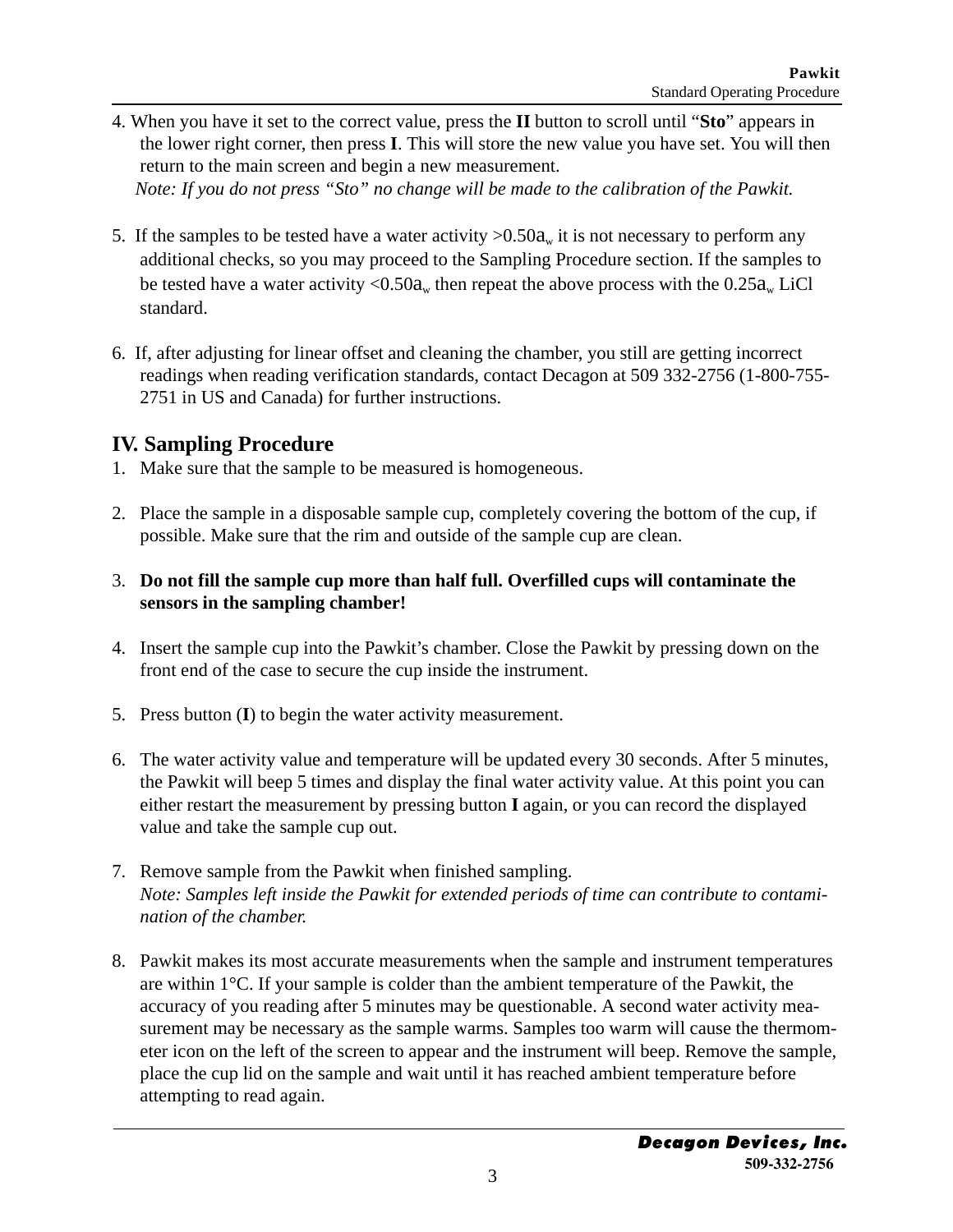4. When you have it set to the correct value, press the **II** button to scroll until "**Sto**" appears in the lower right corner, then press **I**. This will store the new value you have set. You will then return to the main screen and begin a new measurement.
   *Note: If you do not press "Sto" no change will be made to the calibration of the Pawkit.*

5. If the samples to be tested have a water activity >0.50$a_w$ it is not necessary to perform any additional checks, so you may proceed to the Sampling Procedure section. If the samples to be tested have a water activity <0.50$a_w$ then repeat the above process with the 0.25$a_w$ LiCl standard.

6. If, after adjusting for linear offset and cleaning the chamber, you still are getting incorrect readings when reading verification standards, contact Decagon at 509 332-2756 (1-800-755-2751 in US and Canada) for further instructions.

## IV. Sampling Procedure

1. Make sure that the sample to be measured is homogeneous.

2. Place the sample in a disposable sample cup, completely covering the bottom of the cup, if possible. Make sure that the rim and outside of the sample cup are clean.

3. **Do not fill the sample cup more than half full. Overfilled cups will contaminate the sensors in the sampling chamber!**

4. Insert the sample cup into the Pawkit's chamber. Close the Pawkit by pressing down on the front end of the case to secure the cup inside the instrument.

5. Press button (**I**) to begin the water activity measurement.

6. The water activity value and temperature will be updated every 30 seconds. After 5 minutes, the Pawkit will beep 5 times and display the final water activity value. At this point you can either restart the measurement by pressing button **I** again, or you can record the displayed value and take the sample cup out.

7. Remove sample from the Pawkit when finished sampling.
   *Note: Samples left inside the Pawkit for extended periods of time can contribute to contamination of the chamber.*

8. Pawkit makes its most accurate measurements when the sample and instrument temperatures are within 1°C. If your sample is colder than the ambient temperature of the Pawkit, the accuracy of you reading after 5 minutes may be questionable. A second water activity measurement may be necessary as the sample warms. Samples too warm will cause the thermometer icon on the left of the screen to appear and the instrument will beep. Remove the sample, place the cup lid on the sample and wait until it has reached ambient temperature before attempting to read again.